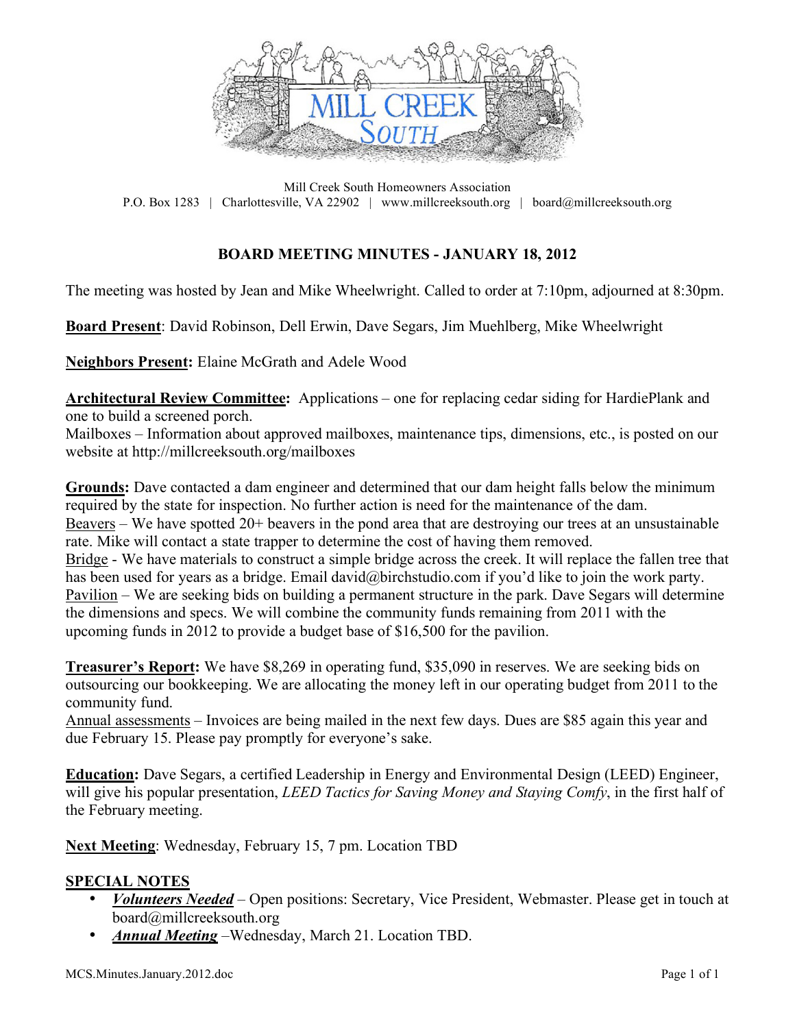Mill Creek South Homeowners Association
P.O. Box 1283 | Charlottesville, VA 22902 | www.millcreeksouth.org | board@millcreeksouth.org

# BOARD MEETING MINUTES - JANUARY 18, 2012

The meeting was hosted by Jean and Mike Wheelwright. Called to order at 7:10pm, adjourned at 8:30pm.

**Board Present**: David Robinson, Dell Erwin, Dave Segars, Jim Muehlberg, Mike Wheelwright

**Neighbors Present:** Elaine McGrath and Adele Wood

**Architectural Review Committee:** Applications – one for replacing cedar siding for HardiePlank and one to build a screened porch.
Mailboxes – Information about approved mailboxes, maintenance tips, dimensions, etc., is posted on our website at http://millcreeksouth.org/mailboxes

**Grounds:** Dave contacted a dam engineer and determined that our dam height falls below the minimum required by the state for inspection. No further action is need for the maintenance of the dam.
Beavers – We have spotted 20+ beavers in the pond area that are destroying our trees at an unsustainable rate. Mike will contact a state trapper to determine the cost of having them removed.
Bridge - We have materials to construct a simple bridge across the creek. It will replace the fallen tree that has been used for years as a bridge. Email david@birchstudio.com if you'd like to join the work party.
Pavilion – We are seeking bids on building a permanent structure in the park. Dave Segars will determine the dimensions and specs. We will combine the community funds remaining from 2011 with the upcoming funds in 2012 to provide a budget base of $16,500 for the pavilion.

**Treasurer's Report:** We have $8,269 in operating fund, $35,090 in reserves. We are seeking bids on outsourcing our bookkeeping. We are allocating the money left in our operating budget from 2011 to the community fund.
Annual assessments – Invoices are being mailed in the next few days. Dues are $85 again this year and due February 15. Please pay promptly for everyone's sake.

**Education:** Dave Segars, a certified Leadership in Energy and Environmental Design (LEED) Engineer, will give his popular presentation, *LEED Tactics for Saving Money and Staying Comfy*, in the first half of the February meeting.

**Next Meeting**: Wednesday, February 15, 7 pm. Location TBD

## SPECIAL NOTES

- ***Volunteers Needed*** – Open positions: Secretary, Vice President, Webmaster. Please get in touch at board@millcreeksouth.org
- ***Annual Meeting*** –Wednesday, March 21. Location TBD.

MCS.Minutes.January.2012.doc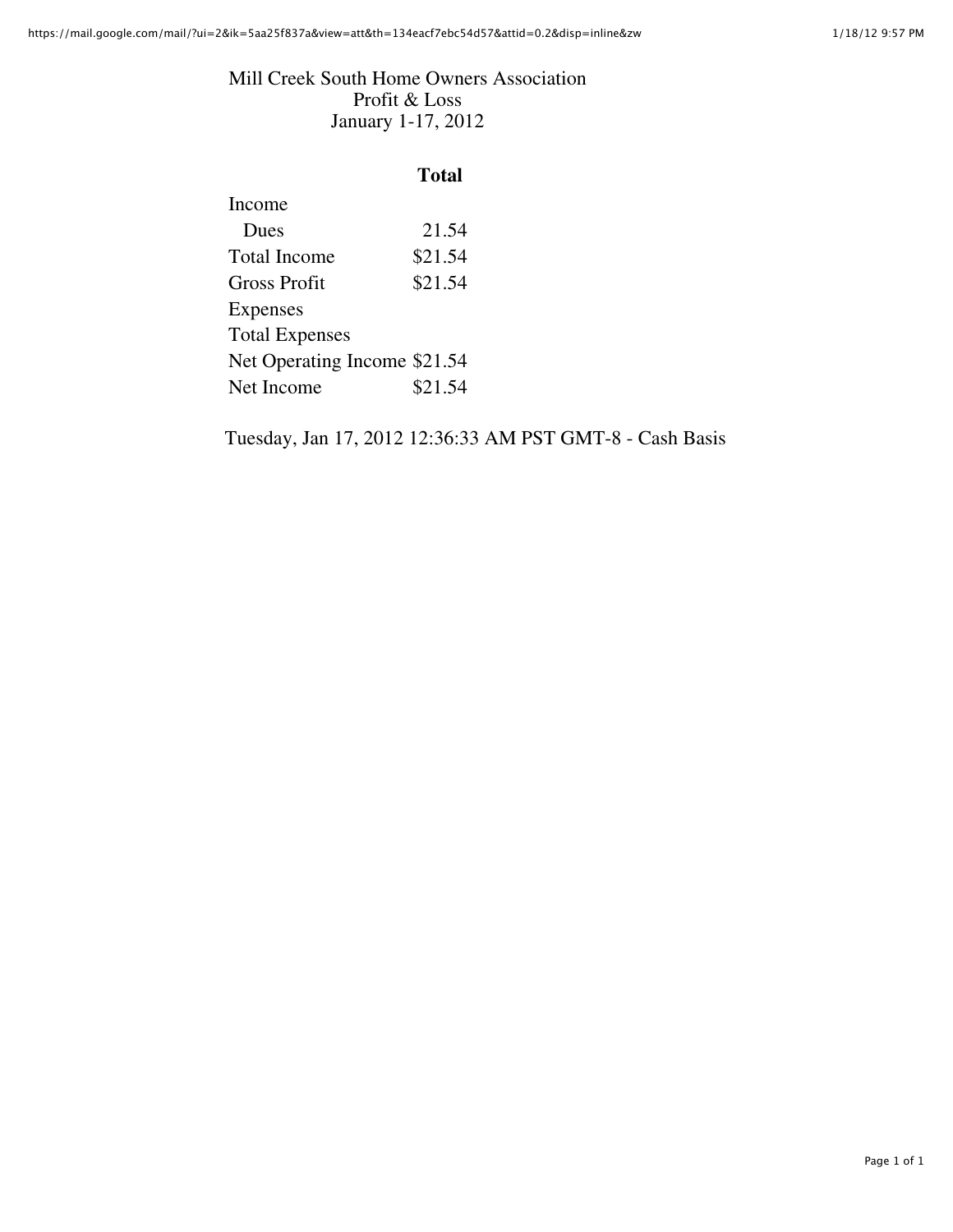# Mill Creek South Home Owners Association
## Profit & Loss
### January 1-17, 2012

| | **Total** |
|---|---|
| Income | |
| Dues | 21.54 |
| Total Income | $21.54 |
| Gross Profit | $21.54 |
| Expenses | |
| Total Expenses | |
| Net Operating Income | $21.54 |
| Net Income | $21.54 |

Tuesday, Jan 17, 2012 12:36:33 AM PST GMT-8 - Cash Basis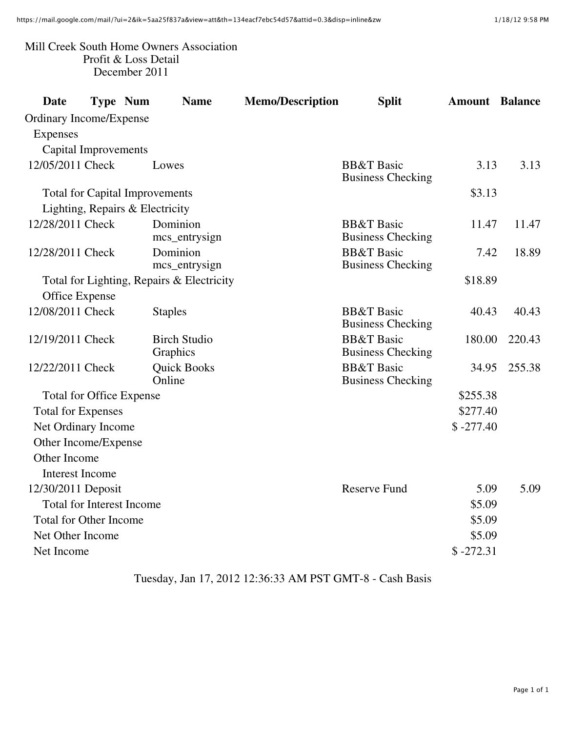Mill Creek South Home Owners Association
Profit & Loss Detail
December 2011

| Date | Type | Num | Name | Memo/Description | Split | Amount | Balance |
|---|---|---|---|---|---|---|---|
| Ordinary Income/Expense | | | | | | | |
| Expenses | | | | | | | |
| Capital Improvements | | | | | | | |
| 12/05/2011 | Check | | Lowes | | BB&T Basic Business Checking | 3.13 | 3.13 |
| Total for Capital Improvements | | | | | | $3.13 | |
| Lighting, Repairs & Electricity | | | | | | | |
| 12/28/2011 | Check | | Dominion mcs_entrysign | | BB&T Basic Business Checking | 11.47 | 11.47 |
| 12/28/2011 | Check | | Dominion mcs_entrysign | | BB&T Basic Business Checking | 7.42 | 18.89 |
| Total for Lighting, Repairs & Electricity | | | | | | $18.89 | |
| Office Expense | | | | | | | |
| 12/08/2011 | Check | | Staples | | BB&T Basic Business Checking | 40.43 | 40.43 |
| 12/19/2011 | Check | | Birch Studio Graphics | | BB&T Basic Business Checking | 180.00 | 220.43 |
| 12/22/2011 | Check | | Quick Books Online | | BB&T Basic Business Checking | 34.95 | 255.38 |
| Total for Office Expense | | | | | | $255.38 | |
| Total for Expenses | | | | | | $277.40 | |
| Net Ordinary Income | | | | | | $ -277.40 | |
| Other Income/Expense | | | | | | | |
| Other Income | | | | | | | |
| Interest Income | | | | | | | |
| 12/30/2011 | Deposit | | | | Reserve Fund | 5.09 | 5.09 |
| Total for Interest Income | | | | | | $5.09 | |
| Total for Other Income | | | | | | $5.09 | |
| Net Other Income | | | | | | $5.09 | |
| Net Income | | | | | | $ -272.31 | |

Tuesday, Jan 17, 2012 12:36:33 AM PST GMT-8 - Cash Basis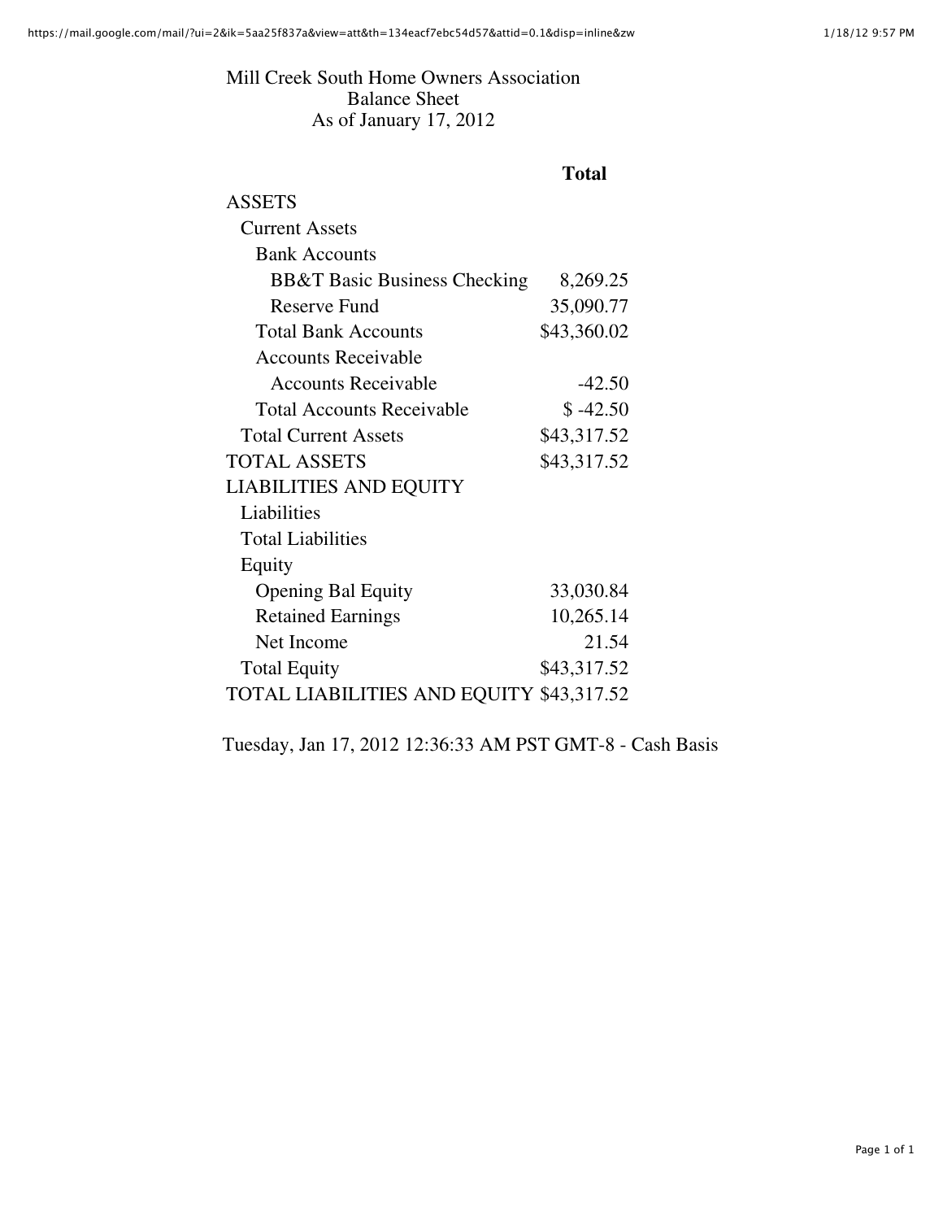# Mill Creek South Home Owners Association

## Balance Sheet

### As of January 17, 2012

| | Total |
|---|---|
| ASSETS | |
| Current Assets | |
| Bank Accounts | |
| BB&T Basic Business Checking | 8,269.25 |
| Reserve Fund | 35,090.77 |
| Total Bank Accounts | $43,360.02 |
| Accounts Receivable | |
| Accounts Receivable | -42.50 |
| Total Accounts Receivable | $ -42.50 |
| Total Current Assets | $43,317.52 |
| TOTAL ASSETS | $43,317.52 |
| LIABILITIES AND EQUITY | |
| Liabilities | |
| Total Liabilities | |
| Equity | |
| Opening Bal Equity | 33,030.84 |
| Retained Earnings | 10,265.14 |
| Net Income | 21.54 |
| Total Equity | $43,317.52 |
| TOTAL LIABILITIES AND EQUITY | $43,317.52 |

Tuesday, Jan 17, 2012 12:36:33 AM PST GMT-8 - Cash Basis